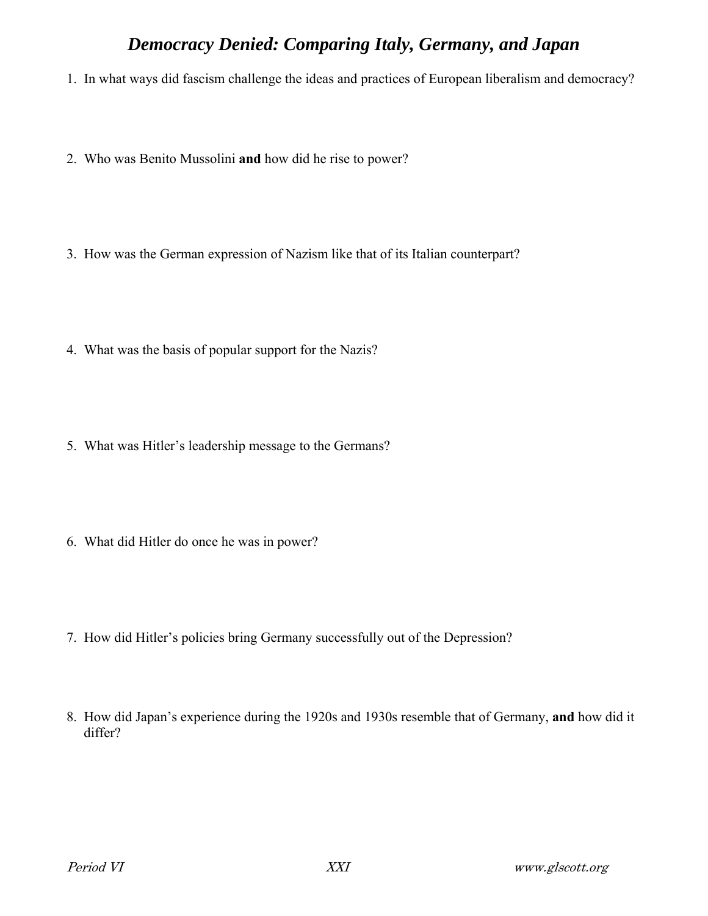# ***Democracy Denied: Comparing Italy, Germany, and Japan***

1. In what ways did fascism challenge the ideas and practices of European liberalism and democracy?

2. Who was Benito Mussolini **and** how did he rise to power?

3. How was the German expression of Nazism like that of its Italian counterpart?

4. What was the basis of popular support for the Nazis?

5. What was Hitler's leadership message to the Germans?

6. What did Hitler do once he was in power?

7. How did Hitler's policies bring Germany successfully out of the Depression?

8. How did Japan's experience during the 1920s and 1930s resemble that of Germany, **and** how did it differ?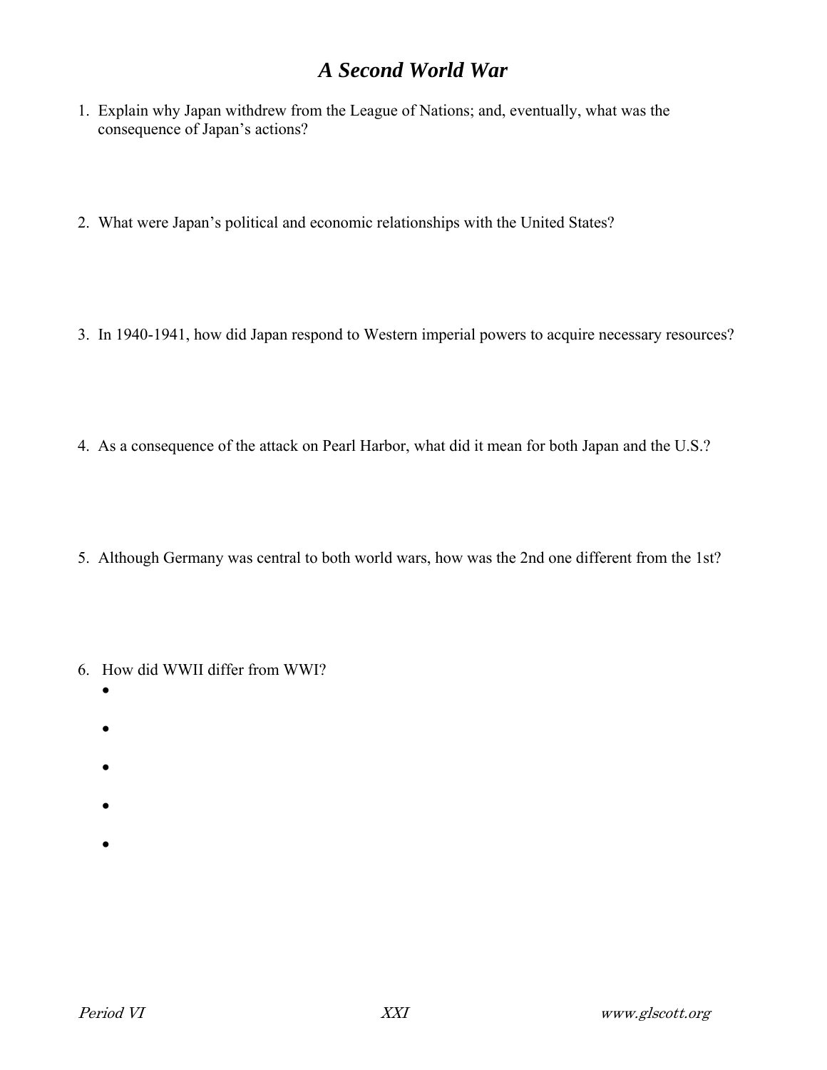# *A Second World War*

1. Explain why Japan withdrew from the League of Nations; and, eventually, what was the consequence of Japan's actions?

2. What were Japan's political and economic relationships with the United States?

3. In 1940-1941, how did Japan respond to Western imperial powers to acquire necessary resources?

4. As a consequence of the attack on Pearl Harbor, what did it mean for both Japan and the U.S.?

5. Although Germany was central to both world wars, how was the 2nd one different from the 1st?

6. How did WWII differ from WWI?
   - 
   - 
   - 
   - 
   -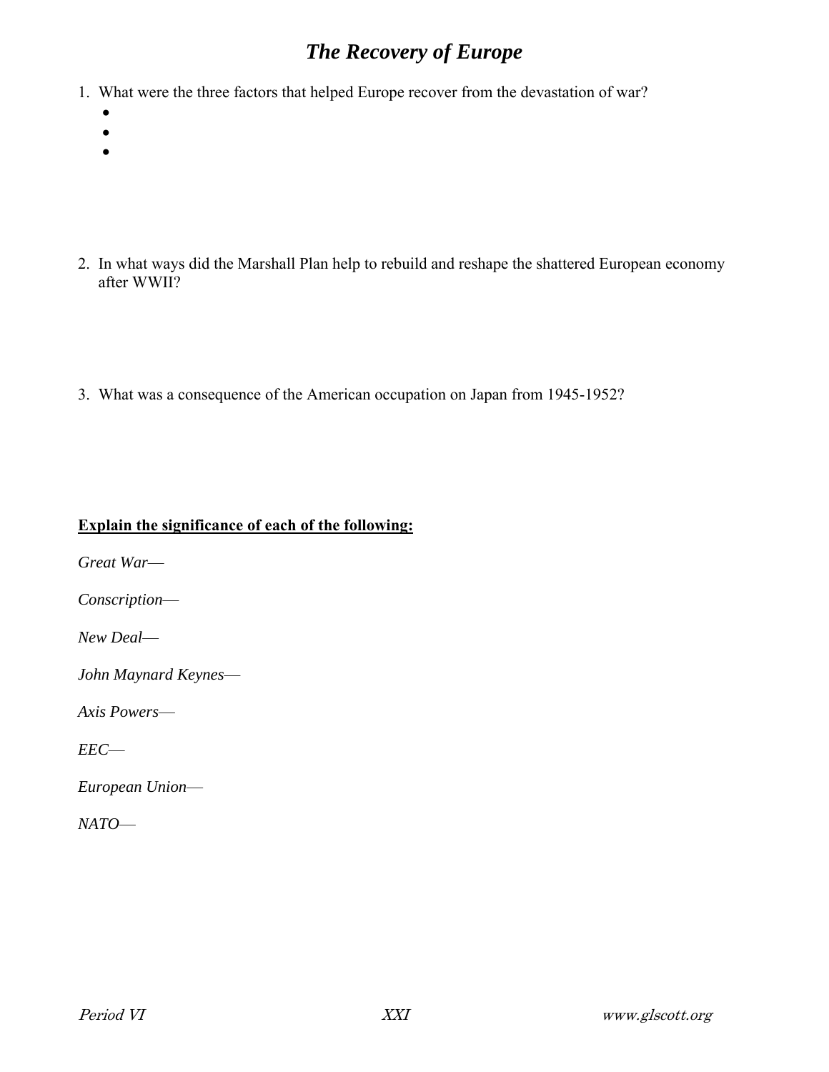# *The Recovery of Europe*

1. What were the three factors that helped Europe recover from the devastation of war?
   - 
   - 
   - 

2. In what ways did the Marshall Plan help to rebuild and reshape the shattered European economy after WWII?

3. What was a consequence of the American occupation on Japan from 1945-1952?

**Explain the significance of each of the following:**

*Great War*—

*Conscription*—

*New Deal*—

*John Maynard Keynes*—

*Axis Powers*—

*EEC*—

*European Union*—

*NATO*—